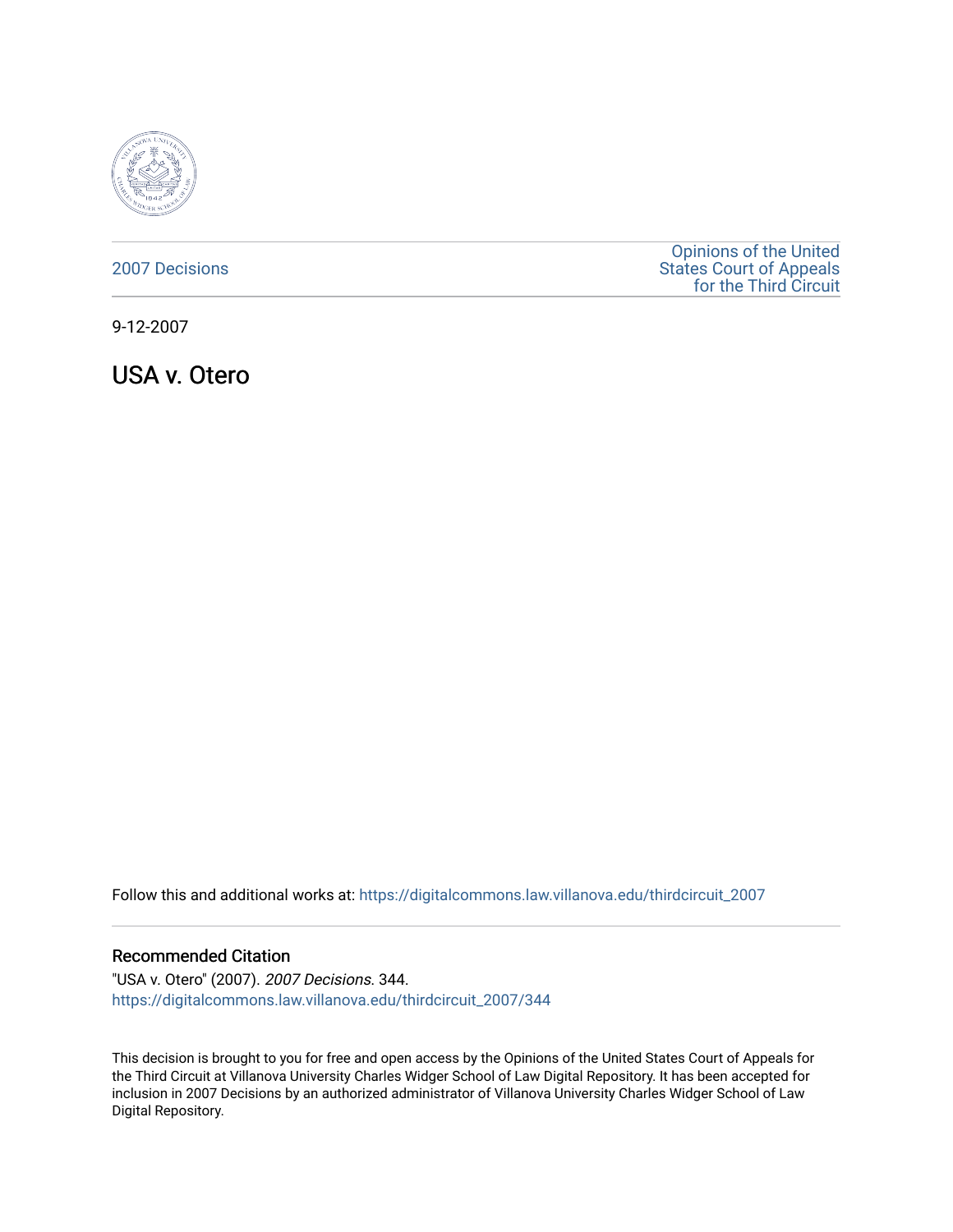2007 Decisions

Opinions of the United States Court of Appeals for the Third Circuit

9-12-2007

# USA v. Otero

Follow this and additional works at: https://digitalcommons.law.villanova.edu/thirdcircuit_2007

## Recommended Citation

"USA v. Otero" (2007). *2007 Decisions*. 344.
https://digitalcommons.law.villanova.edu/thirdcircuit_2007/344

This decision is brought to you for free and open access by the Opinions of the United States Court of Appeals for the Third Circuit at Villanova University Charles Widger School of Law Digital Repository. It has been accepted for inclusion in 2007 Decisions by an authorized administrator of Villanova University Charles Widger School of Law Digital Repository.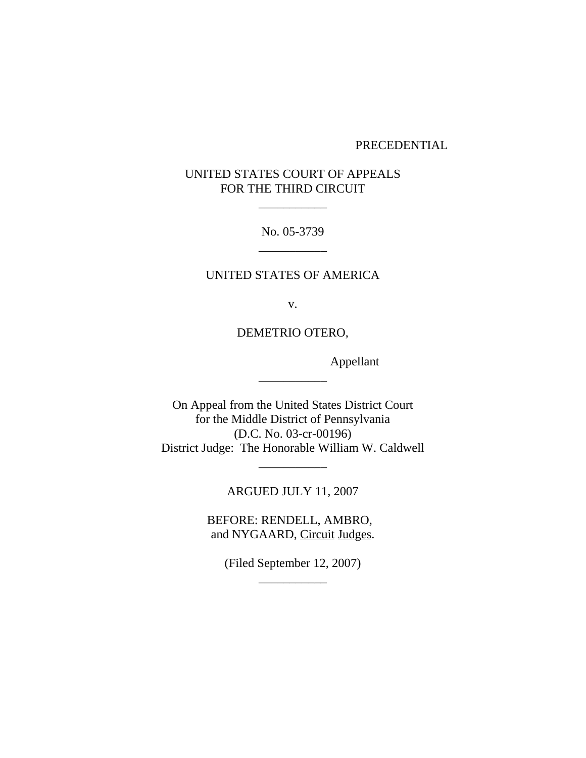PRECEDENTIAL

UNITED STATES COURT OF APPEALS
FOR THE THIRD CIRCUIT

---

No. 05-3739

---

UNITED STATES OF AMERICA

v.

DEMETRIO OTERO,

Appellant

---

On Appeal from the United States District Court
for the Middle District of Pennsylvania
(D.C. No. 03-cr-00196)
District Judge: The Honorable William W. Caldwell

---

ARGUED JULY 11, 2007

BEFORE: RENDELL, AMBRO,
and NYGAARD, Circuit Judges.

(Filed September 12, 2007)

---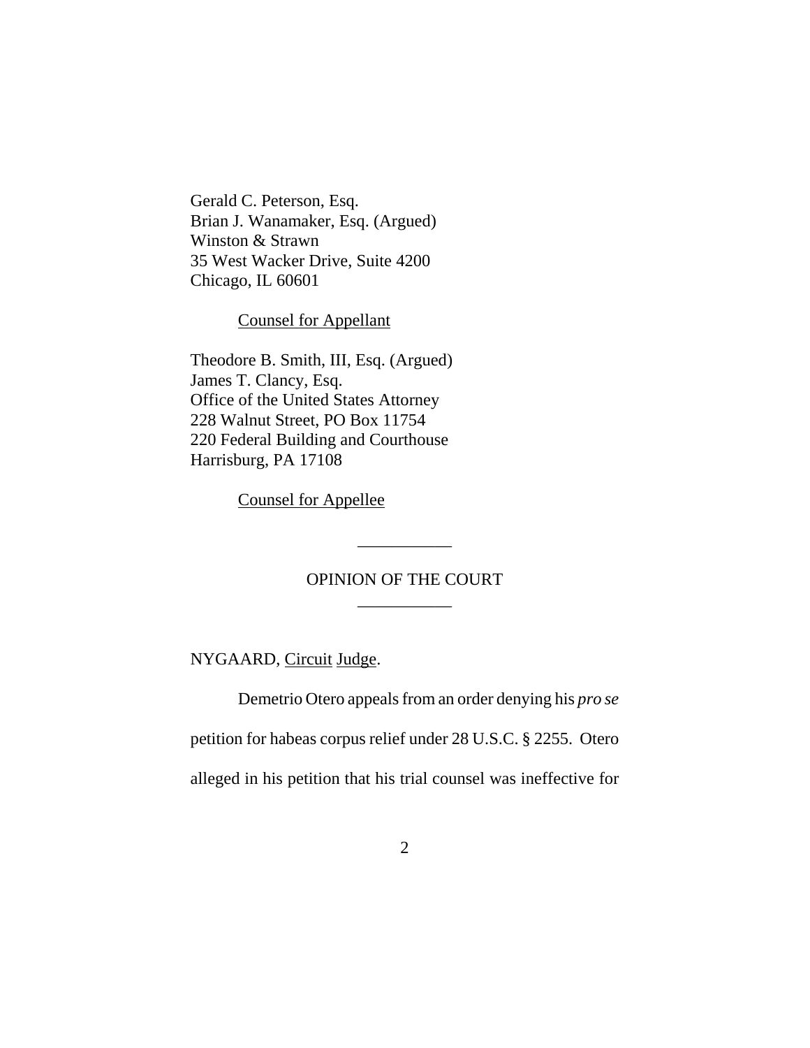Gerald C. Peterson, Esq.
Brian J. Wanamaker, Esq. (Argued)
Winston & Strawn
35 West Wacker Drive, Suite 4200
Chicago, IL 60601

Counsel for Appellant

Theodore B. Smith, III, Esq. (Argued)
James T. Clancy, Esq.
Office of the United States Attorney
228 Walnut Street, PO Box 11754
220 Federal Building and Courthouse
Harrisburg, PA 17108

Counsel for Appellee

---

OPINION OF THE COURT

---

NYGAARD, Circuit Judge.

Demetrio Otero appeals from an order denying his *pro se* petition for habeas corpus relief under 28 U.S.C. § 2255. Otero alleged in his petition that his trial counsel was ineffective for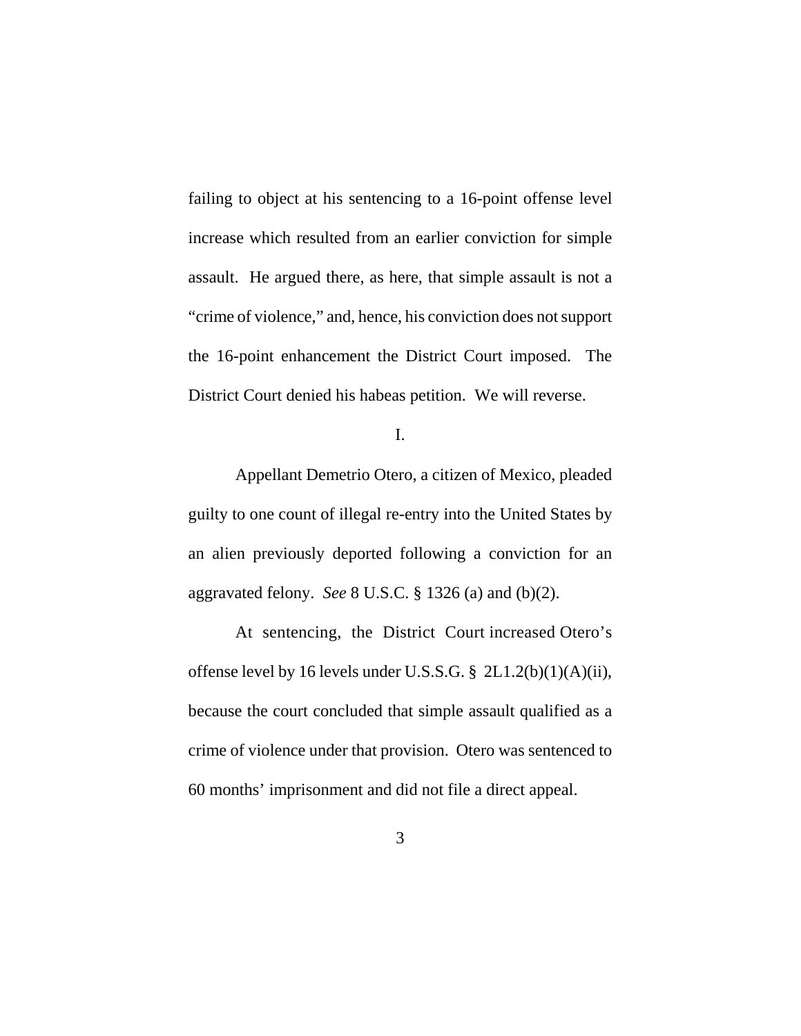failing to object at his sentencing to a 16-point offense level increase which resulted from an earlier conviction for simple assault. He argued there, as here, that simple assault is not a "crime of violence," and, hence, his conviction does not support the 16-point enhancement the District Court imposed. The District Court denied his habeas petition. We will reverse.

I.

Appellant Demetrio Otero, a citizen of Mexico, pleaded guilty to one count of illegal re-entry into the United States by an alien previously deported following a conviction for an aggravated felony. *See* 8 U.S.C. § 1326 (a) and (b)(2).

At sentencing, the District Court increased Otero's offense level by 16 levels under U.S.S.G. § 2L1.2(b)(1)(A)(ii), because the court concluded that simple assault qualified as a crime of violence under that provision. Otero was sentenced to 60 months' imprisonment and did not file a direct appeal.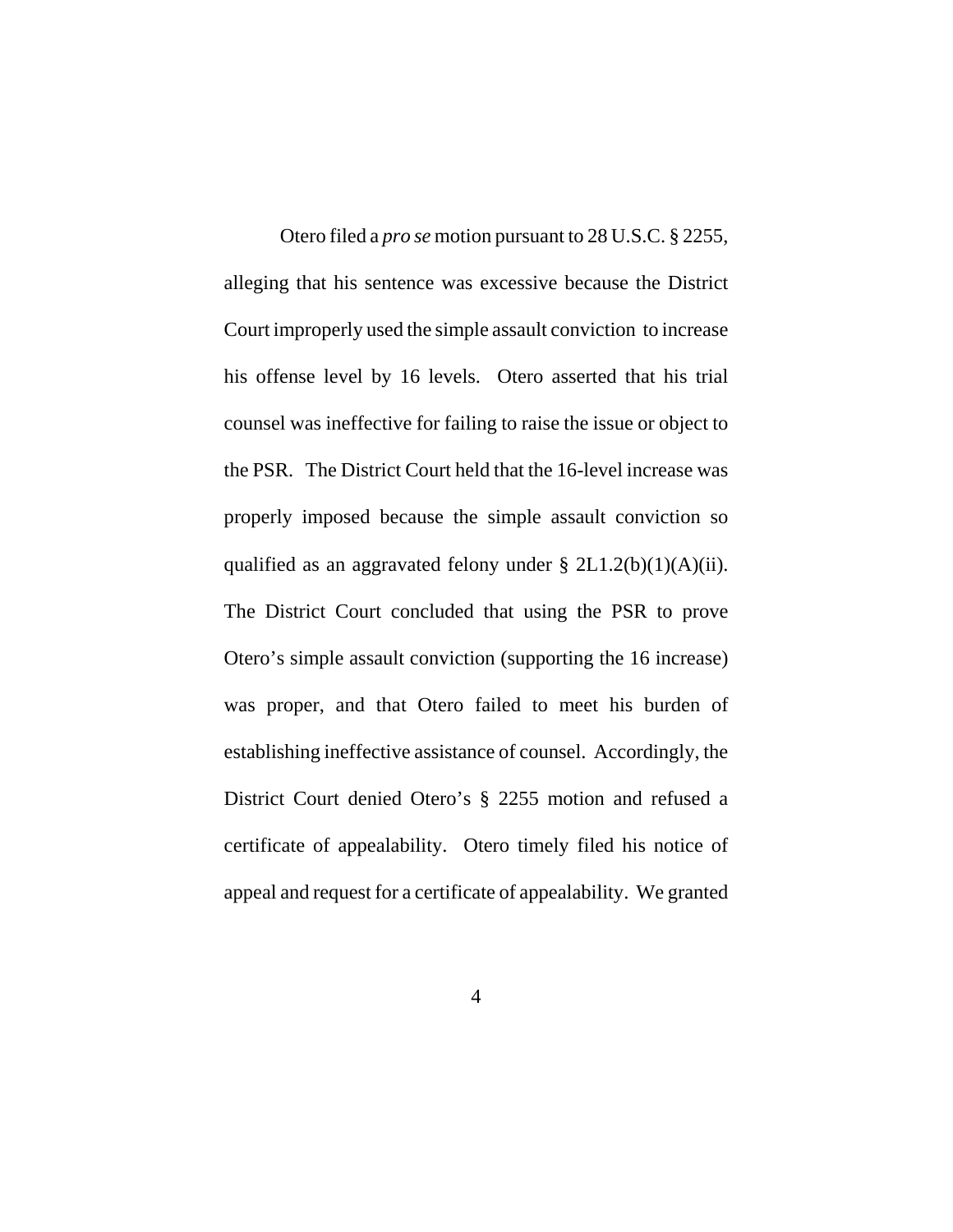Otero filed a *pro se* motion pursuant to 28 U.S.C. § 2255, alleging that his sentence was excessive because the District Court improperly used the simple assault conviction to increase his offense level by 16 levels. Otero asserted that his trial counsel was ineffective for failing to raise the issue or object to the PSR. The District Court held that the 16-level increase was properly imposed because the simple assault conviction so qualified as an aggravated felony under § 2L1.2(b)(1)(A)(ii). The District Court concluded that using the PSR to prove Otero's simple assault conviction (supporting the 16 increase) was proper, and that Otero failed to meet his burden of establishing ineffective assistance of counsel. Accordingly, the District Court denied Otero's § 2255 motion and refused a certificate of appealability. Otero timely filed his notice of appeal and request for a certificate of appealability. We granted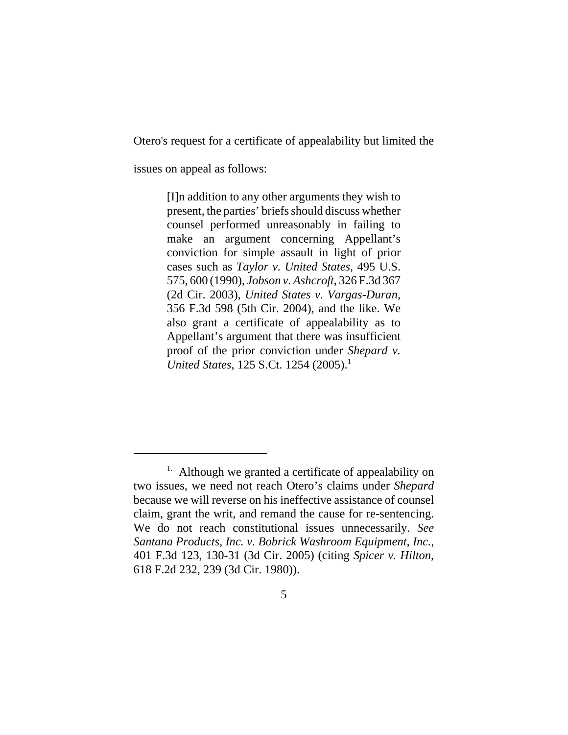Otero's request for a certificate of appealability but limited the issues on appeal as follows:

> [I]n addition to any other arguments they wish to present, the parties' briefs should discuss whether counsel performed unreasonably in failing to make an argument concerning Appellant's conviction for simple assault in light of prior cases such as *Taylor v. United States*, 495 U.S. 575, 600 (1990), *Jobson v. Ashcroft*, 326 F.3d 367 (2d Cir. 2003), *United States v. Vargas-Duran*, 356 F.3d 598 (5th Cir. 2004), and the like. We also grant a certificate of appealability as to Appellant's argument that there was insufficient proof of the prior conviction under *Shepard v. United States*, 125 S.Ct. 1254 (2005).[1]

---

[1] Although we granted a certificate of appealability on two issues, we need not reach Otero's claims under *Shepard* because we will reverse on his ineffective assistance of counsel claim, grant the writ, and remand the cause for re-sentencing. We do not reach constitutional issues unnecessarily. *See Santana Products, Inc. v. Bobrick Washroom Equipment, Inc.*, 401 F.3d 123, 130-31 (3d Cir. 2005) (citing *Spicer v. Hilton*, 618 F.2d 232, 239 (3d Cir. 1980)).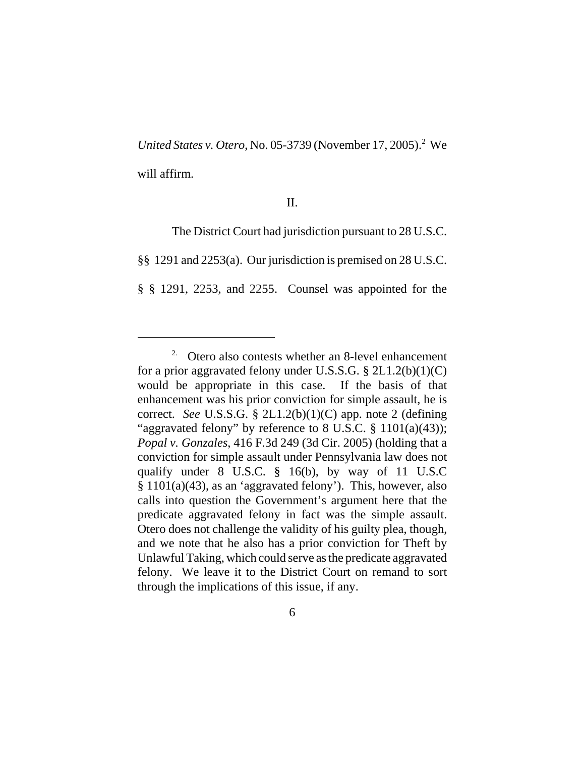*United States v. Otero*, No. 05-3739 (November 17, 2005).[2] We will affirm.

II.

The District Court had jurisdiction pursuant to 28 U.S.C. §§ 1291 and 2253(a). Our jurisdiction is premised on 28 U.S.C. § § 1291, 2253, and 2255. Counsel was appointed for the

---

[2] Otero also contests whether an 8-level enhancement for a prior aggravated felony under U.S.S.G. § 2L1.2(b)(1)(C) would be appropriate in this case. If the basis of that enhancement was his prior conviction for simple assault, he is correct. *See* U.S.S.G. § 2L1.2(b)(1)(C) app. note 2 (defining "aggravated felony" by reference to 8 U.S.C. § 1101(a)(43)); *Popal v. Gonzales*, 416 F.3d 249 (3d Cir. 2005) (holding that a conviction for simple assault under Pennsylvania law does not qualify under 8 U.S.C. § 16(b), by way of 11 U.S.C § 1101(a)(43), as an 'aggravated felony'). This, however, also calls into question the Government's argument here that the predicate aggravated felony in fact was the simple assault. Otero does not challenge the validity of his guilty plea, though, and we note that he also has a prior conviction for Theft by Unlawful Taking, which could serve as the predicate aggravated felony. We leave it to the District Court on remand to sort through the implications of this issue, if any.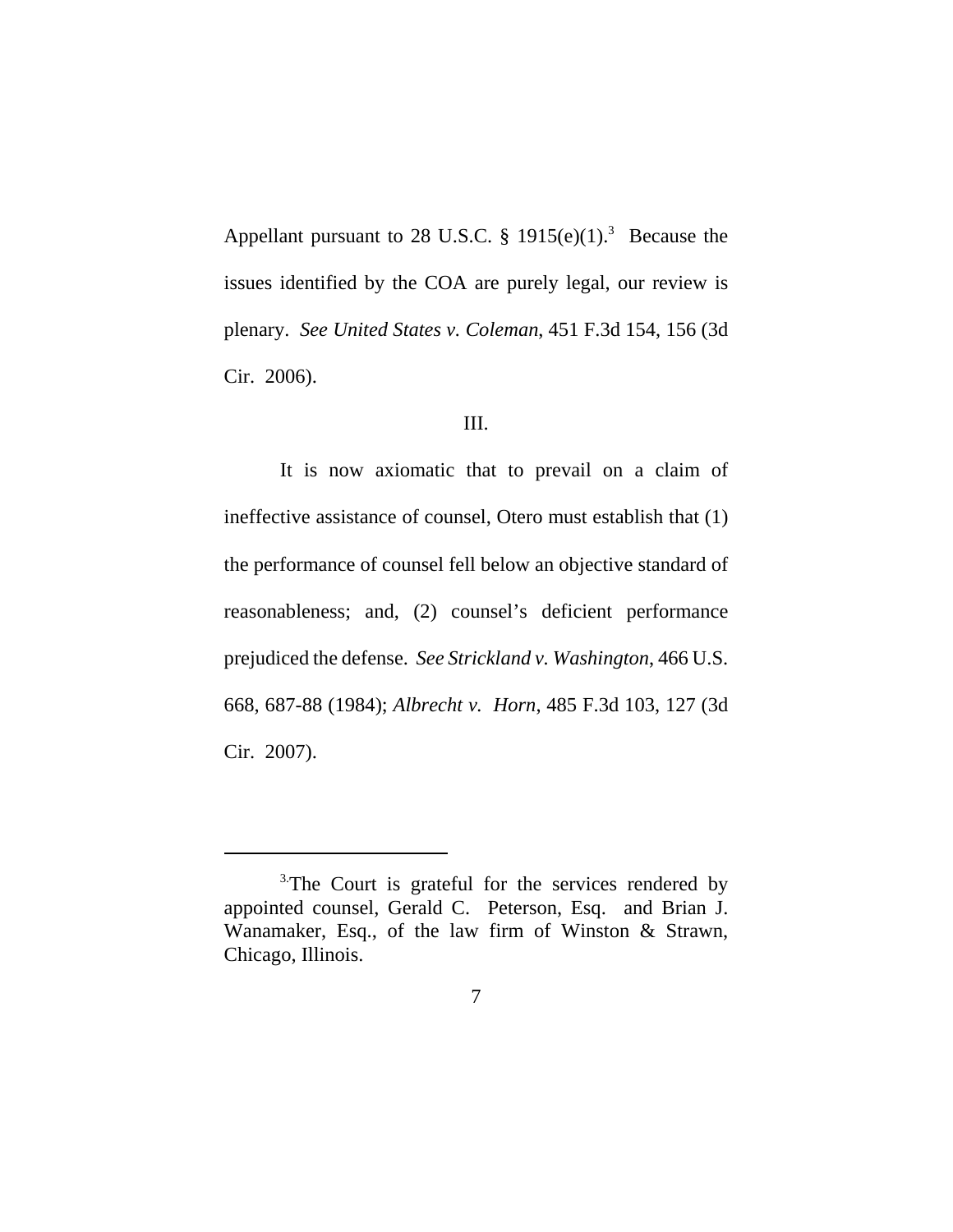Appellant pursuant to 28 U.S.C. § 1915(e)(1).[3] Because the issues identified by the COA are purely legal, our review is plenary. *See United States v. Coleman*, 451 F.3d 154, 156 (3d Cir. 2006).

III.

It is now axiomatic that to prevail on a claim of ineffective assistance of counsel, Otero must establish that (1) the performance of counsel fell below an objective standard of reasonableness; and, (2) counsel's deficient performance prejudiced the defense. *See Strickland v. Washington*, 466 U.S. 668, 687-88 (1984); *Albrecht v. Horn*, 485 F.3d 103, 127 (3d Cir. 2007).

---

[3] The Court is grateful for the services rendered by appointed counsel, Gerald C. Peterson, Esq. and Brian J. Wanamaker, Esq., of the law firm of Winston & Strawn, Chicago, Illinois.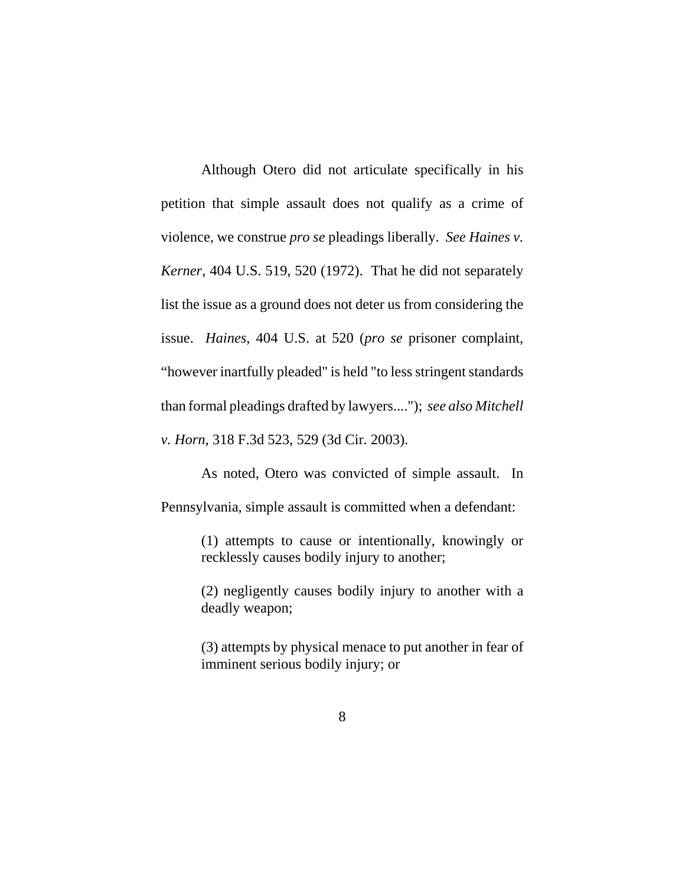Although Otero did not articulate specifically in his petition that simple assault does not qualify as a crime of violence, we construe *pro se* pleadings liberally. *See Haines v. Kerner*, 404 U.S. 519, 520 (1972). That he did not separately list the issue as a ground does not deter us from considering the issue. *Haines*, 404 U.S. at 520 (*pro se* prisoner complaint, "however inartfully pleaded" is held "to less stringent standards than formal pleadings drafted by lawyers...."); *see also Mitchell v. Horn*, 318 F.3d 523, 529 (3d Cir. 2003).

As noted, Otero was convicted of simple assault. In Pennsylvania, simple assault is committed when a defendant:

> (1) attempts to cause or intentionally, knowingly or recklessly causes bodily injury to another;
>
> (2) negligently causes bodily injury to another with a deadly weapon;
>
> (3) attempts by physical menace to put another in fear of imminent serious bodily injury; or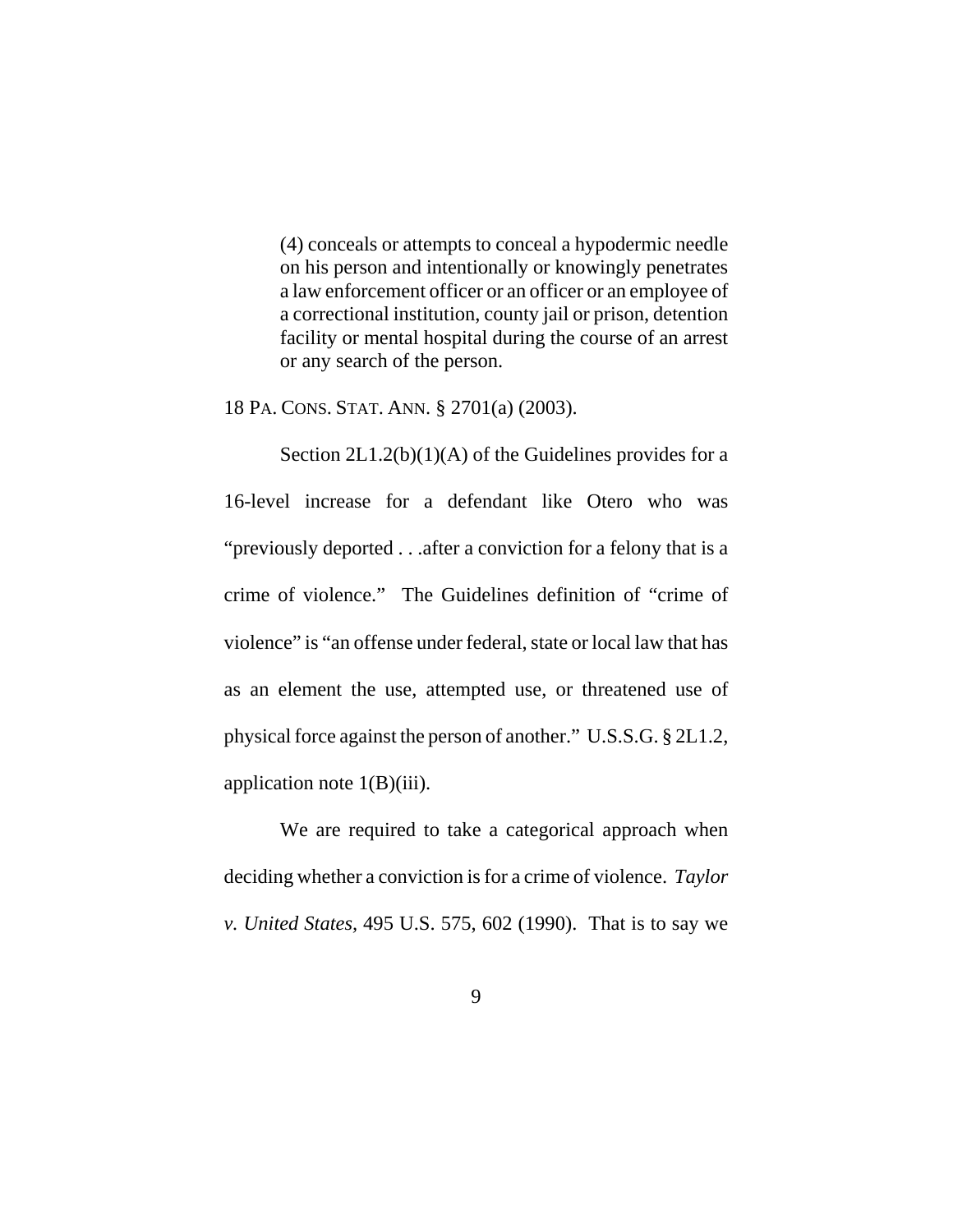> (4) conceals or attempts to conceal a hypodermic needle on his person and intentionally or knowingly penetrates a law enforcement officer or an officer or an employee of a correctional institution, county jail or prison, detention facility or mental hospital during the course of an arrest or any search of the person.

18 PA. CONS. STAT. ANN. § 2701(a) (2003).

Section 2L1.2(b)(1)(A) of the Guidelines provides for a 16-level increase for a defendant like Otero who was "previously deported . . .after a conviction for a felony that is a crime of violence." The Guidelines definition of "crime of violence" is "an offense under federal, state or local law that has as an element the use, attempted use, or threatened use of physical force against the person of another." U.S.S.G. § 2L1.2, application note 1(B)(iii).

We are required to take a categorical approach when deciding whether a conviction is for a crime of violence. *Taylor v. United States*, 495 U.S. 575, 602 (1990). That is to say we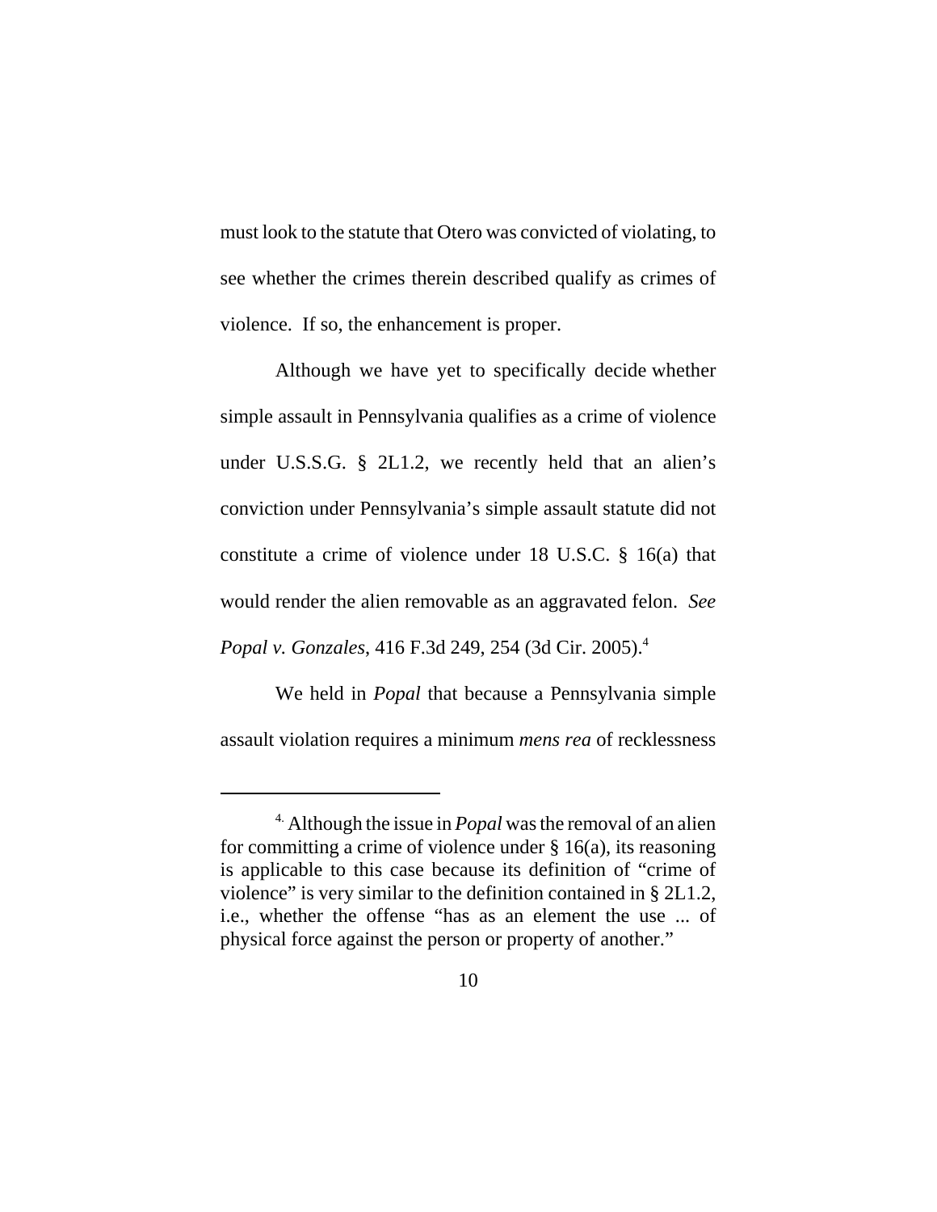must look to the statute that Otero was convicted of violating, to see whether the crimes therein described qualify as crimes of violence. If so, the enhancement is proper.

Although we have yet to specifically decide whether simple assault in Pennsylvania qualifies as a crime of violence under U.S.S.G. § 2L1.2, we recently held that an alien's conviction under Pennsylvania's simple assault statute did not constitute a crime of violence under 18 U.S.C. § 16(a) that would render the alien removable as an aggravated felon. *See Popal v. Gonzales*, 416 F.3d 249, 254 (3d Cir. 2005).[4]

We held in *Popal* that because a Pennsylvania simple assault violation requires a minimum *mens rea* of recklessness

---

[4] Although the issue in *Popal* was the removal of an alien for committing a crime of violence under § 16(a), its reasoning is applicable to this case because its definition of "crime of violence" is very similar to the definition contained in § 2L1.2, i.e., whether the offense "has as an element the use ... of physical force against the person or property of another."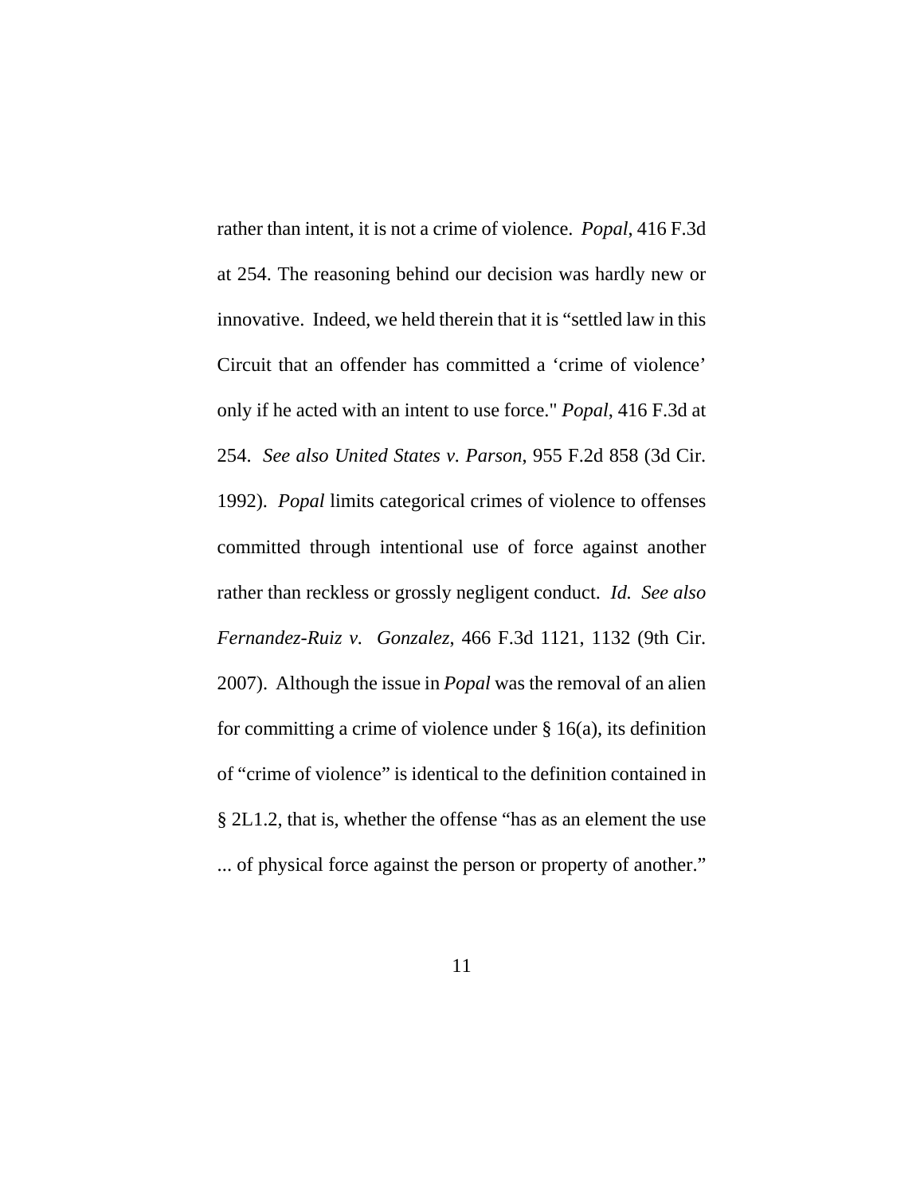rather than intent, it is not a crime of violence. *Popal*, 416 F.3d at 254. The reasoning behind our decision was hardly new or innovative. Indeed, we held therein that it is "settled law in this Circuit that an offender has committed a 'crime of violence' only if he acted with an intent to use force." *Popal*, 416 F.3d at 254. *See also United States v. Parson*, 955 F.2d 858 (3d Cir. 1992). *Popal* limits categorical crimes of violence to offenses committed through intentional use of force against another rather than reckless or grossly negligent conduct. *Id. See also Fernandez-Ruiz v. Gonzalez*, 466 F.3d 1121, 1132 (9th Cir. 2007). Although the issue in *Popal* was the removal of an alien for committing a crime of violence under § 16(a), its definition of "crime of violence" is identical to the definition contained in § 2L1.2, that is, whether the offense "has as an element the use ... of physical force against the person or property of another."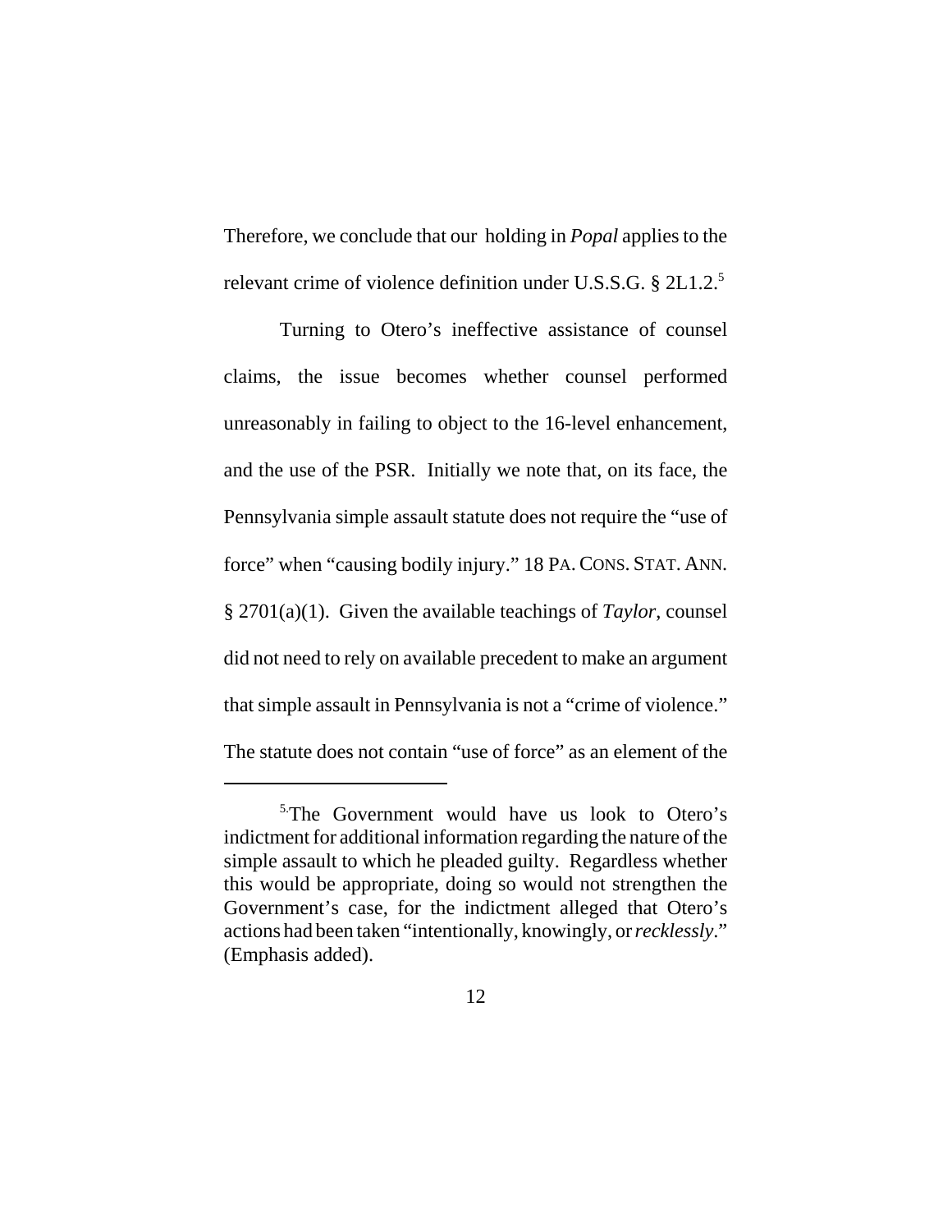Therefore, we conclude that our holding in *Popal* applies to the relevant crime of violence definition under U.S.S.G. § 2L1.2.[5]

Turning to Otero's ineffective assistance of counsel claims, the issue becomes whether counsel performed unreasonably in failing to object to the 16-level enhancement, and the use of the PSR. Initially we note that, on its face, the Pennsylvania simple assault statute does not require the "use of force" when "causing bodily injury." 18 PA. CONS. STAT. ANN. § 2701(a)(1). Given the available teachings of *Taylor*, counsel did not need to rely on available precedent to make an argument that simple assault in Pennsylvania is not a "crime of violence." The statute does not contain "use of force" as an element of the

---

[5] The Government would have us look to Otero's indictment for additional information regarding the nature of the simple assault to which he pleaded guilty. Regardless whether this would be appropriate, doing so would not strengthen the Government's case, for the indictment alleged that Otero's actions had been taken "intentionally, knowingly, or *recklessly*." (Emphasis added).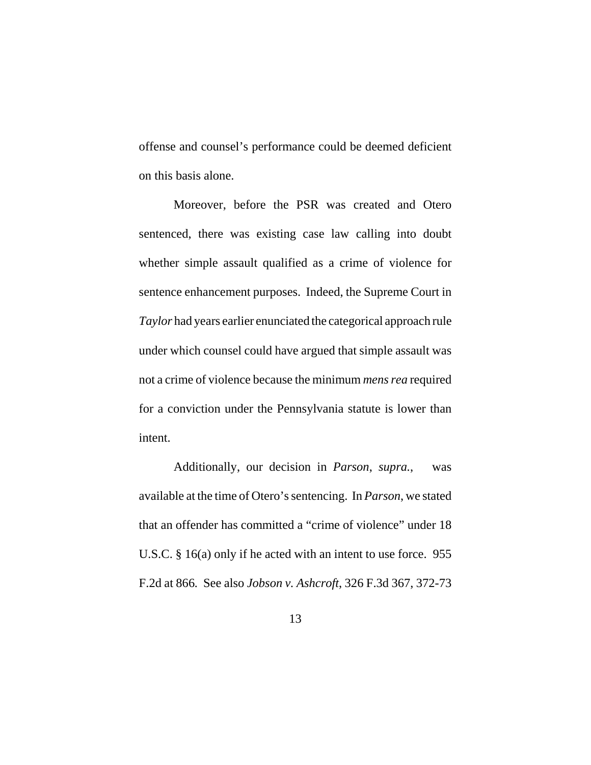offense and counsel's performance could be deemed deficient on this basis alone.

Moreover, before the PSR was created and Otero sentenced, there was existing case law calling into doubt whether simple assault qualified as a crime of violence for sentence enhancement purposes. Indeed, the Supreme Court in *Taylor* had years earlier enunciated the categorical approach rule under which counsel could have argued that simple assault was not a crime of violence because the minimum *mens rea* required for a conviction under the Pennsylvania statute is lower than intent.

Additionally, our decision in *Parson*, *supra.*, was available at the time of Otero's sentencing. In *Parson*, we stated that an offender has committed a "crime of violence" under 18 U.S.C. § 16(a) only if he acted with an intent to use force. 955 F.2d at 866. See also *Jobson v. Ashcroft*, 326 F.3d 367, 372-73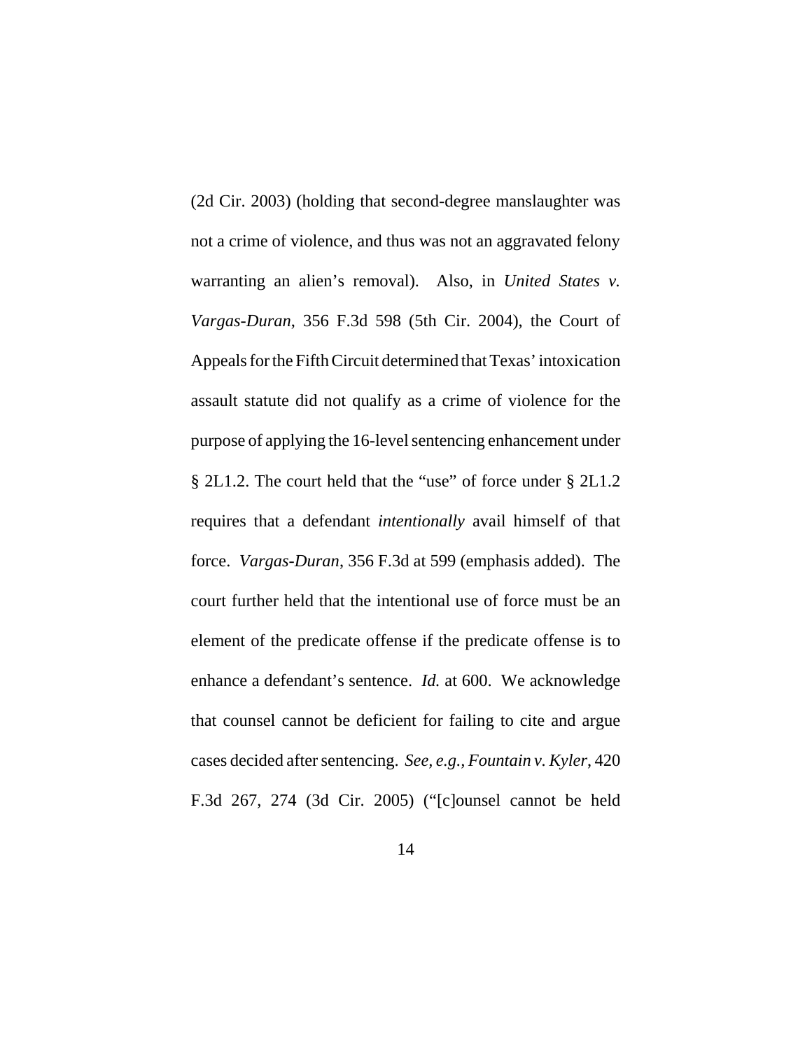(2d Cir. 2003) (holding that second-degree manslaughter was not a crime of violence, and thus was not an aggravated felony warranting an alien's removal). Also, in *United States v. Vargas-Duran*, 356 F.3d 598 (5th Cir. 2004), the Court of Appeals for the Fifth Circuit determined that Texas' intoxication assault statute did not qualify as a crime of violence for the purpose of applying the 16-level sentencing enhancement under § 2L1.2. The court held that the "use" of force under § 2L1.2 requires that a defendant *intentionally* avail himself of that force. *Vargas-Duran*, 356 F.3d at 599 (emphasis added). The court further held that the intentional use of force must be an element of the predicate offense if the predicate offense is to enhance a defendant's sentence. *Id.* at 600. We acknowledge that counsel cannot be deficient for failing to cite and argue cases decided after sentencing. *See, e.g., Fountain v. Kyler*, 420 F.3d 267, 274 (3d Cir. 2005) ("[c]ounsel cannot be held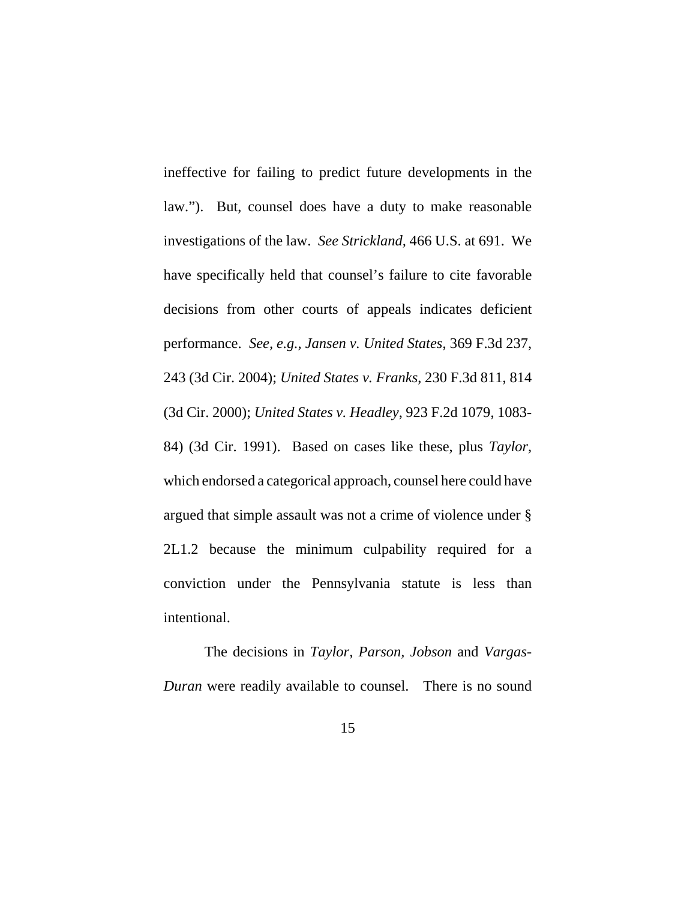ineffective for failing to predict future developments in the law."). But, counsel does have a duty to make reasonable investigations of the law. *See Strickland*, 466 U.S. at 691. We have specifically held that counsel's failure to cite favorable decisions from other courts of appeals indicates deficient performance. *See, e.g., Jansen v. United States*, 369 F.3d 237, 243 (3d Cir. 2004); *United States v. Franks*, 230 F.3d 811, 814 (3d Cir. 2000); *United States v. Headley*, 923 F.2d 1079, 1083-84) (3d Cir. 1991). Based on cases like these, plus *Taylor*, which endorsed a categorical approach, counsel here could have argued that simple assault was not a crime of violence under § 2L1.2 because the minimum culpability required for a conviction under the Pennsylvania statute is less than intentional.

The decisions in *Taylor*, *Parson*, *Jobson* and *Vargas-Duran* were readily available to counsel. There is no sound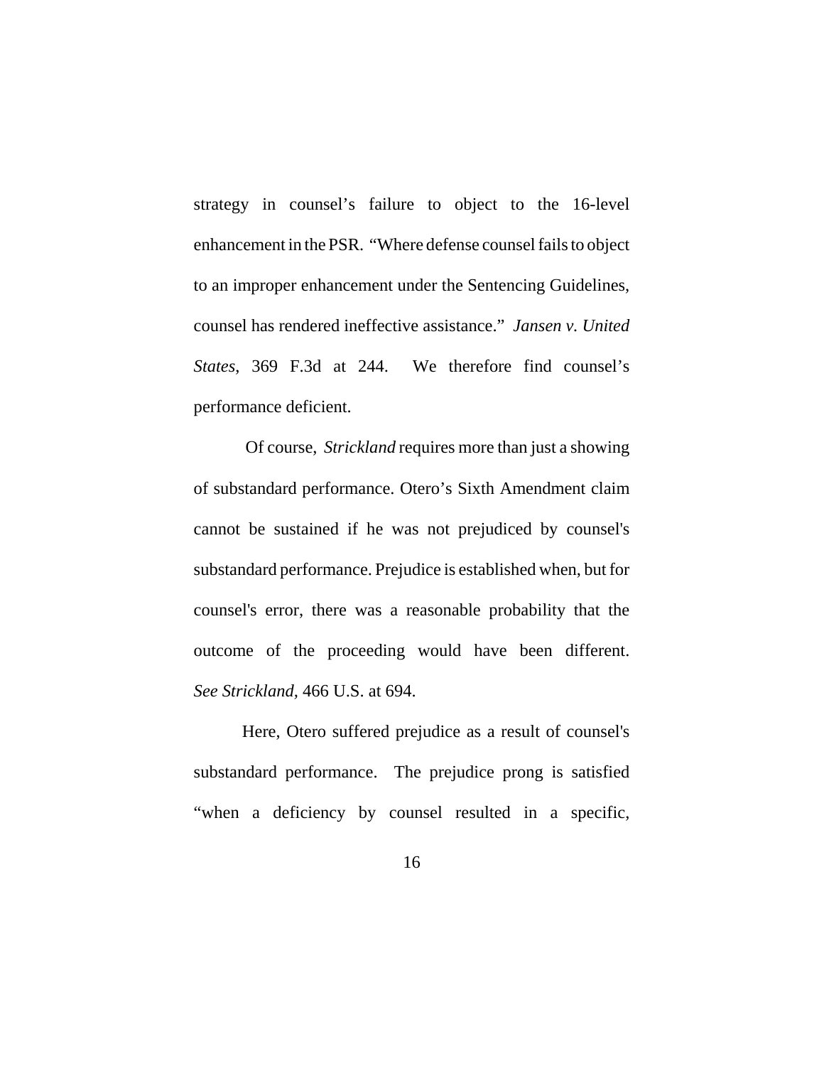strategy in counsel's failure to object to the 16-level enhancement in the PSR. "Where defense counsel fails to object to an improper enhancement under the Sentencing Guidelines, counsel has rendered ineffective assistance." *Jansen v. United States*, 369 F.3d at 244. We therefore find counsel's performance deficient.

Of course, *Strickland* requires more than just a showing of substandard performance. Otero's Sixth Amendment claim cannot be sustained if he was not prejudiced by counsel's substandard performance. Prejudice is established when, but for counsel's error, there was a reasonable probability that the outcome of the proceeding would have been different. *See Strickland*, 466 U.S. at 694.

Here, Otero suffered prejudice as a result of counsel's substandard performance. The prejudice prong is satisfied "when a deficiency by counsel resulted in a specific,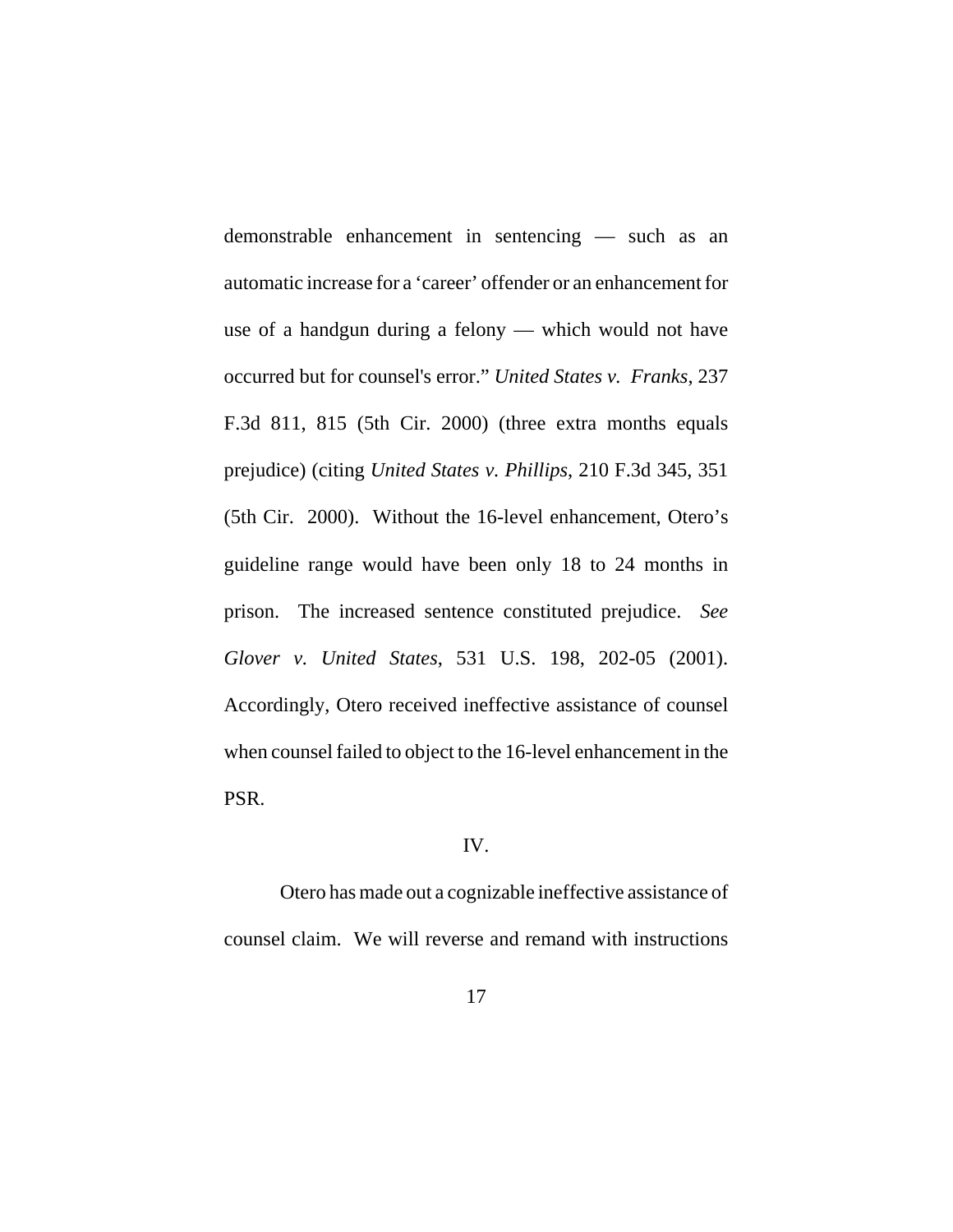demonstrable enhancement in sentencing — such as an automatic increase for a 'career' offender or an enhancement for use of a handgun during a felony — which would not have occurred but for counsel's error." *United States v. Franks*, 237 F.3d 811, 815 (5th Cir. 2000) (three extra months equals prejudice) (citing *United States v. Phillips*, 210 F.3d 345, 351 (5th Cir. 2000). Without the 16-level enhancement, Otero's guideline range would have been only 18 to 24 months in prison. The increased sentence constituted prejudice. *See Glover v. United States*, 531 U.S. 198, 202-05 (2001). Accordingly, Otero received ineffective assistance of counsel when counsel failed to object to the 16-level enhancement in the PSR.

IV.

Otero has made out a cognizable ineffective assistance of counsel claim. We will reverse and remand with instructions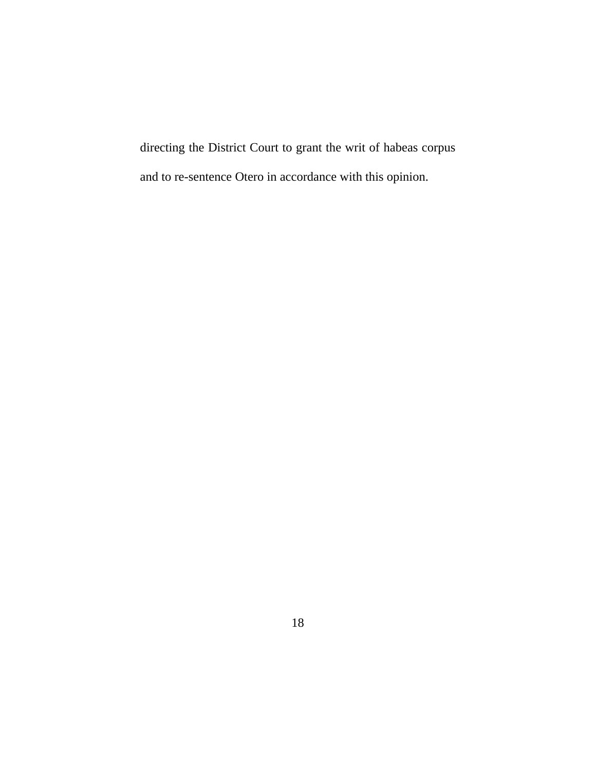directing the District Court to grant the writ of habeas corpus and to re-sentence Otero in accordance with this opinion.